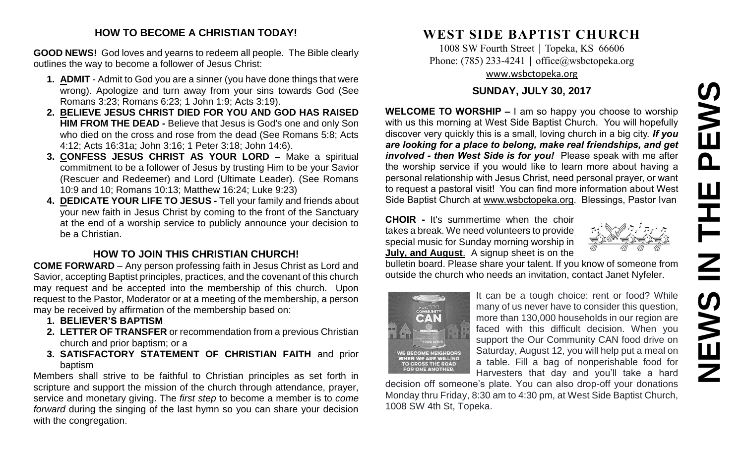## HOW TO BECOME A CHRISTIAN TODAY!

**GOOD NEWS!** God loves and yearns to redeem all people. The Bible clearly outlines the way to become a follower of Jesus Christ:

1. **ADMIT** - Admit to God you are a sinner (you have done things that were wrong). Apologize and turn away from your sins towards God (See Romans 3:23; Romans 6:23; 1 John 1:9; Acts 3:19).
2. **BELIEVE JESUS CHRIST DIED FOR YOU AND GOD HAS RAISED HIM FROM THE DEAD -** Believe that Jesus is God's one and only Son who died on the cross and rose from the dead (See Romans 5:8; Acts 4:12; Acts 16:31a; John 3:16; 1 Peter 3:18; John 14:6).
3. **CONFESS JESUS CHRIST AS YOUR LORD –** Make a spiritual commitment to be a follower of Jesus by trusting Him to be your Savior (Rescuer and Redeemer) and Lord (Ultimate Leader). (See Romans 10:9 and 10; Romans 10:13; Matthew 16:24; Luke 9:23)
4. **DEDICATE YOUR LIFE TO JESUS -** Tell your family and friends about your new faith in Jesus Christ by coming to the front of the Sanctuary at the end of a worship service to publicly announce your decision to be a Christian.

## HOW TO JOIN THIS CHRISTIAN CHURCH!

**COME FORWARD** – Any person professing faith in Jesus Christ as Lord and Savior, accepting Baptist principles, practices, and the covenant of this church may request and be accepted into the membership of this church. Upon request to the Pastor, Moderator or at a meeting of the membership, a person may be received by affirmation of the membership based on:

1. **BELIEVER'S BAPTISM**
2. **LETTER OF TRANSFER** or recommendation from a previous Christian church and prior baptism; or a
3. **SATISFACTORY STATEMENT OF CHRISTIAN FAITH** and prior baptism

Members shall strive to be faithful to Christian principles as set forth in scripture and support the mission of the church through attendance, prayer, service and monetary giving. The *first step* to become a member is to *come forward* during the singing of the last hymn so you can share your decision with the congregation.

# WEST SIDE BAPTIST CHURCH

1008 SW Fourth Street | Topeka, KS 66606
Phone: (785) 233-4241 | office@wsbctopeka.org
www.wsbctopeka.org

### SUNDAY, JULY 30, 2017

**WELCOME TO WORSHIP –** I am so happy you choose to worship with us this morning at West Side Baptist Church. You will hopefully discover very quickly this is a small, loving church in a big city. ***If you are looking for a place to belong, make real friendships, and get involved - then West Side is for you!*** Please speak with me after the worship service if you would like to learn more about having a personal relationship with Jesus Christ, need personal prayer, or want to request a pastoral visit! You can find more information about West Side Baptist Church at www.wsbctopeka.org. Blessings, Pastor Ivan

**CHOIR -** It's summertime when the choir takes a break. We need volunteers to provide special music for Sunday morning worship in **July, and August**. A signup sheet is on the bulletin board. Please share your talent. If you know of someone from outside the church who needs an invitation, contact Janet Nyfeler.

It can be a tough choice: rent or food? While many of us never have to consider this question, more than 130,000 households in our region are faced with this difficult decision. When you support the Our Community CAN food drive on Saturday, August 12, you will help put a meal on a table. Fill a bag of nonperishable food for Harvesters that day and you'll take a hard decision off someone's plate. You can also drop-off your donations Monday thru Friday, 8:30 am to 4:30 pm, at West Side Baptist Church, 1008 SW 4th St, Topeka.

# NEWS IN THE PEWS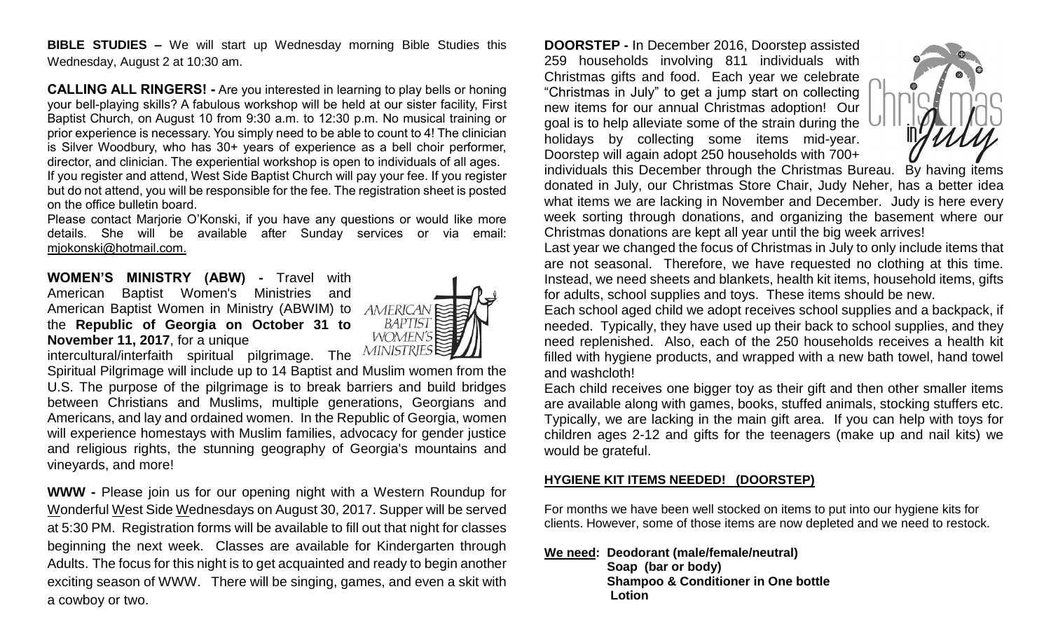**BIBLE STUDIES –** We will start up Wednesday morning Bible Studies this Wednesday, August 2 at 10:30 am.

**CALLING ALL RINGERS! -** Are you interested in learning to play bells or honing your bell-playing skills? A fabulous workshop will be held at our sister facility, First Baptist Church, on August 10 from 9:30 a.m. to 12:30 p.m. No musical training or prior experience is necessary. You simply need to be able to count to 4! The clinician is Silver Woodbury, who has 30+ years of experience as a bell choir performer, director, and clinician. The experiential workshop is open to individuals of all ages.

If you register and attend, West Side Baptist Church will pay your fee. If you register but do not attend, you will be responsible for the fee. The registration sheet is posted on the office bulletin board.

Please contact Marjorie O'Konski, if you have any questions or would like more details. She will be available after Sunday services or via email: mjokonski@hotmail.com.

**WOMEN'S MINISTRY (ABW) -** Travel with American Baptist Women's Ministries and American Baptist Women in Ministry (ABWIM) to the **Republic of Georgia on October 31 to November 11, 2017**, for a unique intercultural/interfaith spiritual pilgrimage. The Spiritual Pilgrimage will include up to 14 Baptist and Muslim women from the U.S. The purpose of the pilgrimage is to break barriers and build bridges between Christians and Muslims, multiple generations, Georgians and Americans, and lay and ordained women. In the Republic of Georgia, women will experience homestays with Muslim families, advocacy for gender justice and religious rights, the stunning geography of Georgia's mountains and vineyards, and more!

**WWW -** Please join us for our opening night with a Western Roundup for Wonderful West Side Wednesdays on August 30, 2017. Supper will be served at 5:30 PM. Registration forms will be available to fill out that night for classes beginning the next week. Classes are available for Kindergarten through Adults. The focus for this night is to get acquainted and ready to begin another exciting season of WWW. There will be singing, games, and even a skit with a cowboy or two.

**DOORSTEP -** In December 2016, Doorstep assisted 259 households involving 811 individuals with Christmas gifts and food. Each year we celebrate "Christmas in July" to get a jump start on collecting new items for our annual Christmas adoption! Our goal is to help alleviate some of the strain during the holidays by collecting some items mid-year. Doorstep will again adopt 250 households with 700+ individuals this December through the Christmas Bureau. By having items donated in July, our Christmas Store Chair, Judy Neher, has a better idea what items we are lacking in November and December. Judy is here every week sorting through donations, and organizing the basement where our Christmas donations are kept all year until the big week arrives!

Last year we changed the focus of Christmas in July to only include items that are not seasonal. Therefore, we have requested no clothing at this time. Instead, we need sheets and blankets, health kit items, household items, gifts for adults, school supplies and toys. These items should be new.

Each school aged child we adopt receives school supplies and a backpack, if needed. Typically, they have used up their back to school supplies, and they need replenished. Also, each of the 250 households receives a health kit filled with hygiene products, and wrapped with a new bath towel, hand towel and washcloth!

Each child receives one bigger toy as their gift and then other smaller items are available along with games, books, stuffed animals, stocking stuffers etc. Typically, we are lacking in the main gift area. If you can help with toys for children ages 2-12 and gifts for the teenagers (make up and nail kits) we would be grateful.

**HYGIENE KIT ITEMS NEEDED! (DOORSTEP)**

For months we have been well stocked on items to put into our hygiene kits for clients. However, some of those items are now depleted and we need to restock.

**We need:** **Deodorant (male/female/neutral)**
**Soap (bar or body)**
**Shampoo & Conditioner in One bottle**
**Lotion**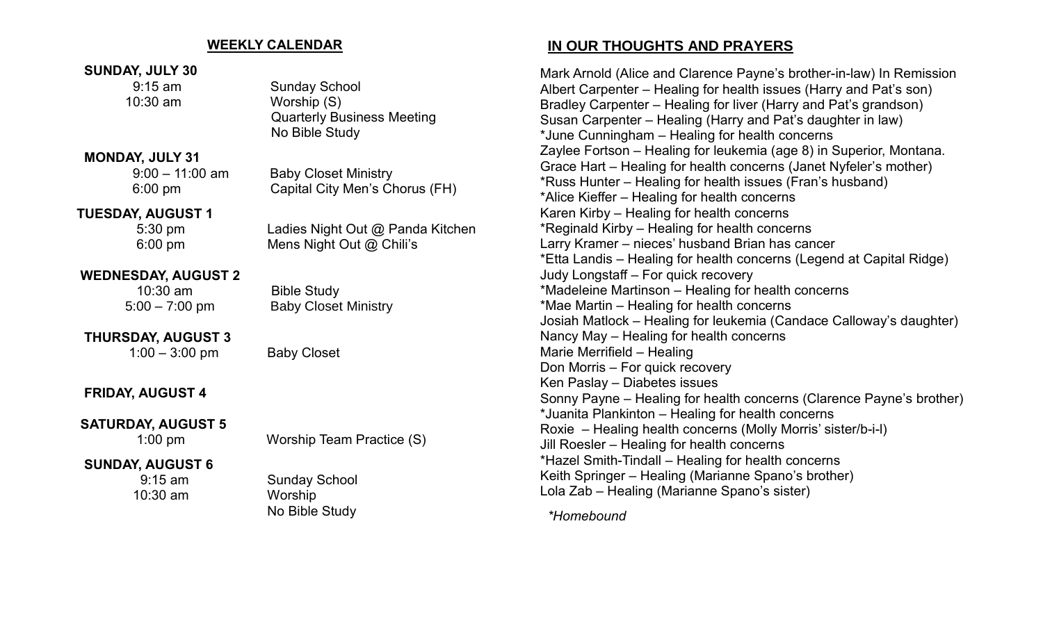## WEEKLY CALENDAR

**SUNDAY, JULY 30**

9:15 am — Sunday School
10:30 am — Worship (S)
Quarterly Business Meeting
No Bible Study

**MONDAY, JULY 31**

9:00 – 11:00 am — Baby Closet Ministry
6:00 pm — Capital City Men's Chorus (FH)

**TUESDAY, AUGUST 1**

5:30 pm — Ladies Night Out @ Panda Kitchen
6:00 pm — Mens Night Out @ Chili's

**WEDNESDAY, AUGUST 2**

10:30 am — Bible Study
5:00 – 7:00 pm — Baby Closet Ministry

**THURSDAY, AUGUST 3**

1:00 – 3:00 pm — Baby Closet

**FRIDAY, AUGUST 4**

**SATURDAY, AUGUST 5**

1:00 pm — Worship Team Practice (S)

**SUNDAY, AUGUST 6**

9:15 am — Sunday School
10:30 am — Worship
No Bible Study

## IN OUR THOUGHTS AND PRAYERS

Mark Arnold (Alice and Clarence Payne's brother-in-law) In Remission
Albert Carpenter – Healing for health issues (Harry and Pat's son)
Bradley Carpenter – Healing for liver (Harry and Pat's grandson)
Susan Carpenter – Healing (Harry and Pat's daughter in law)
*June Cunningham – Healing for health concerns
Zaylee Fortson – Healing for leukemia (age 8) in Superior, Montana.
Grace Hart – Healing for health concerns (Janet Nyfeler's mother)
*Russ Hunter – Healing for health issues (Fran's husband)
*Alice Kieffer – Healing for health concerns
Karen Kirby – Healing for health concerns
*Reginald Kirby – Healing for health concerns
Larry Kramer – nieces' husband Brian has cancer
*Etta Landis – Healing for health concerns (Legend at Capital Ridge)
Judy Longstaff – For quick recovery
*Madeleine Martinson – Healing for health concerns
*Mae Martin – Healing for health concerns
Josiah Matlock – Healing for leukemia (Candace Calloway's daughter)
Nancy May – Healing for health concerns
Marie Merrifield – Healing
Don Morris – For quick recovery
Ken Paslay – Diabetes issues
Sonny Payne – Healing for health concerns (Clarence Payne's brother)
*Juanita Plankinton – Healing for health concerns
Roxie – Healing health concerns (Molly Morris' sister/b-i-l)
Jill Roesler – Healing for health concerns
*Hazel Smith-Tindall – Healing for health concerns
Keith Springer – Healing (Marianne Spano's brother)
Lola Zab – Healing (Marianne Spano's sister)

*\*Homebound*